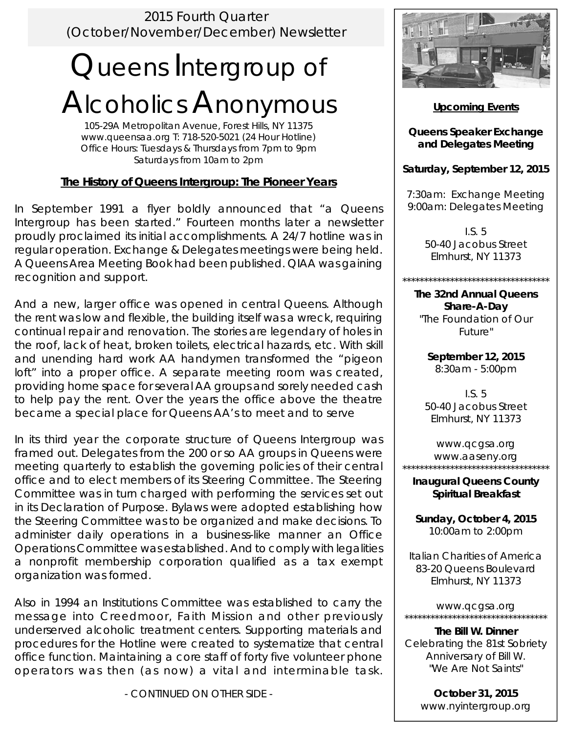2015 Fourth Quarter (October/November/December) Newsletter

# Queens Intergroup of Alcoholics Anonymous

105-29A Metropolitan Avenue, Forest Hills, NY 11375
www.queensaa.org T: 718-520-5021 (24 Hour Hotline)
Office Hours: Tuesdays & Thursdays from 7pm to 9pm
Saturdays from 10am to 2pm

## The History of Queens Intergroup: The Pioneer Years

In September 1991 a flyer boldly announced that "a Queens Intergroup has been started." Fourteen months later a newsletter proudly proclaimed its initial accomplishments. A 24/7 hotline was in regular operation. Exchange & Delegates meetings were being held. A Queens Area Meeting Book had been published. QIAA was gaining recognition and support.

And a new, larger office was opened in central Queens. Although the rent was low and flexible, the building itself was a wreck, requiring continual repair and renovation. The stories are legendary of holes in the roof, lack of heat, broken toilets, electrical hazards, etc. With skill and unending hard work AA handymen transformed the "pigeon loft" into a proper office. A separate meeting room was created, providing home space for several AA groups and sorely needed cash to help pay the rent. Over the years the office above the theatre became a special place for Queens AA's to meet and to serve

In its third year the corporate structure of Queens Intergroup was framed out. Delegates from the 200 or so AA groups in Queens were meeting quarterly to establish the governing policies of their central office and to elect members of its Steering Committee. The Steering Committee was in turn charged with performing the services set out in its Declaration of Purpose. Bylaws were adopted establishing how the Steering Committee was to be organized and make decisions. To administer daily operations in a business-like manner an Office Operations Committee was established. And to comply with legalities a nonprofit membership corporation qualified as a tax exempt organization was formed.

Also in 1994 an Institutions Committee was established to carry the message into Creedmoor, Faith Mission and other previously underserved alcoholic treatment centers. Supporting materials and procedures for the Hotline were created to systematize that central office function. Maintaining a core staff of forty five volunteer phone operators was then (as now) a vital and interminable task.

\- CONTINUED ON OTHER SIDE -

## Upcoming Events

**Queens Speaker Exchange and Delegates Meeting**

**Saturday, September 12, 2015**

7:30am: Exchange Meeting
9:00am: Delegates Meeting

I.S. 5
50-40 Jacobus Street
Elmhurst, NY 11373

\*\*\*\*\*\*\*\*\*\*\*\*\*\*\*\*\*\*\*\*\*\*\*\*\*\*\*\*\*\*\*\*\*\*\*

**The 32nd Annual Queens Share-A-Day**
"The Foundation of Our Future"

**September 12, 2015**
8:30am - 5:00pm

I.S. 5
50-40 Jacobus Street
Elmhurst, NY 11373

www.qcgsa.org
www.aaseny.org

\*\*\*\*\*\*\*\*\*\*\*\*\*\*\*\*\*\*\*\*\*\*\*\*\*\*\*\*\*\*\*\*\*\*\*

**Inaugural Queens County Spiritual Breakfast**

**Sunday, October 4, 2015**
10:00am to 2:00pm

Italian Charities of America
83-20 Queens Boulevard
Elmhurst, NY 11373

www.qcgsa.org

\*\*\*\*\*\*\*\*\*\*\*\*\*\*\*\*\*\*\*\*\*\*\*\*\*\*\*\*\*\*\*\*\*\*\*

**The Bill W. Dinner**
Celebrating the 81st Sobriety Anniversary of Bill W.
"We Are Not Saints"

**October 31, 2015**
www.nyintergroup.org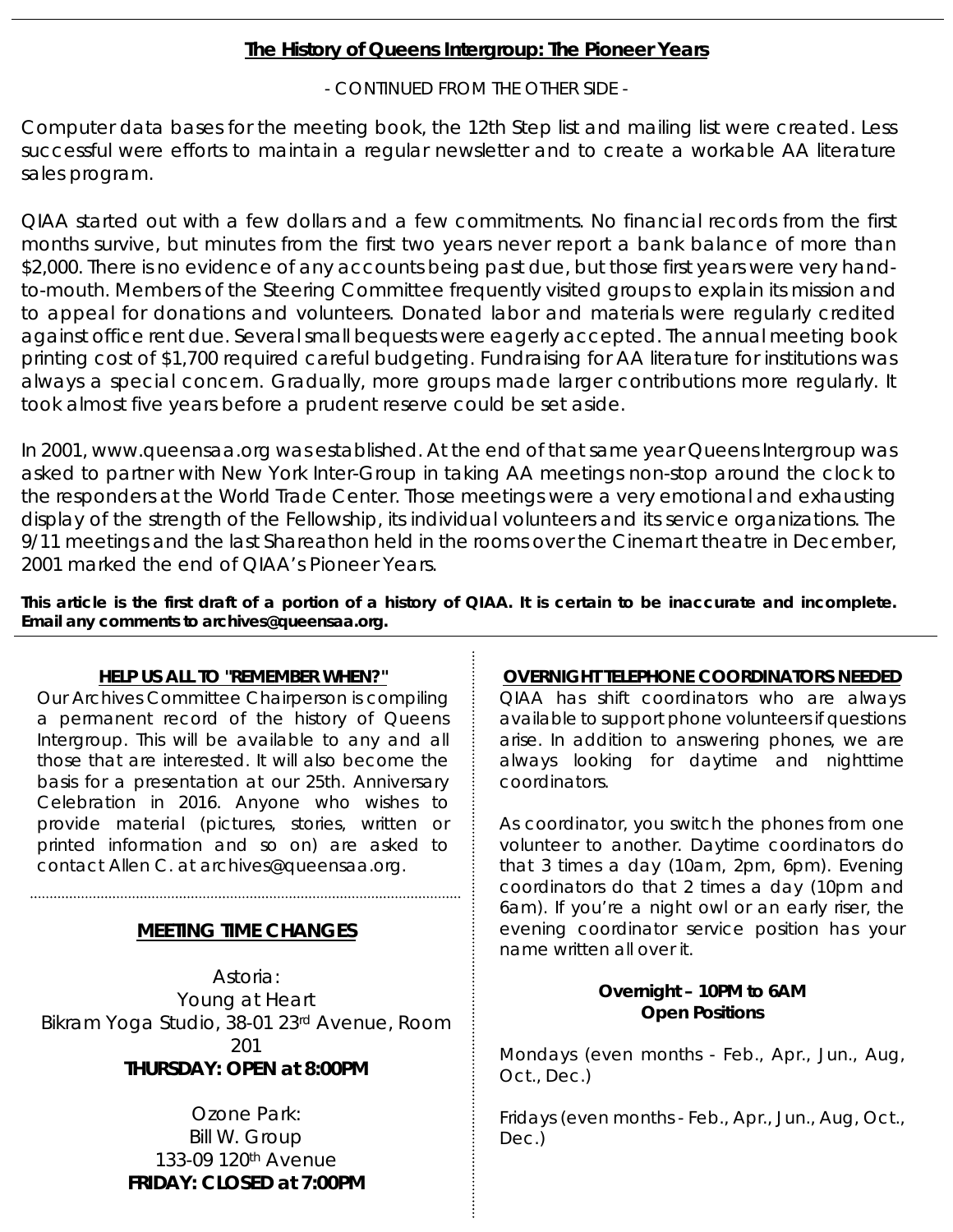## The History of Queens Intergroup: The Pioneer Years

- CONTINUED FROM THE OTHER SIDE -

Computer data bases for the meeting book, the 12th Step list and mailing list were created. Less successful were efforts to maintain a regular newsletter and to create a workable AA literature sales program.

QIAA started out with a few dollars and a few commitments. No financial records from the first months survive, but minutes from the first two years never report a bank balance of more than $2,000. There is no evidence of any accounts being past due, but those first years were very hand-to-mouth. Members of the Steering Committee frequently visited groups to explain its mission and to appeal for donations and volunteers. Donated labor and materials were regularly credited against office rent due. Several small bequests were eagerly accepted. The annual meeting book printing cost of $1,700 required careful budgeting. Fundraising for AA literature for institutions was always a special concern. Gradually, more groups made larger contributions more regularly. It took almost five years before a prudent reserve could be set aside.

In 2001, www.queensaa.org was established. At the end of that same year Queens Intergroup was asked to partner with New York Inter-Group in taking AA meetings non-stop around the clock to the responders at the World Trade Center. Those meetings were a very emotional and exhausting display of the strength of the Fellowship, its individual volunteers and its service organizations. The 9/11 meetings and the last Shareathon held in the rooms over the Cinemart theatre in December, 2001 marked the end of QIAA's Pioneer Years.

**This article is the first draft of a portion of a history of QIAA. It is certain to be inaccurate and incomplete. Email any comments to archives@queensaa.org.**

### HELP US ALL TO "REMEMBER WHEN?"

Our Archives Committee Chairperson is compiling a permanent record of the history of Queens Intergroup. This will be available to any and all those that are interested. It will also become the basis for a presentation at our 25th. Anniversary Celebration in 2016. Anyone who wishes to provide material (pictures, stories, written or printed information and so on) are asked to contact Allen C. at archives@queensaa.org.

### MEETING TIME CHANGES

Astoria:
Young at Heart
Bikram Yoga Studio, 38-01 23rd Avenue, Room 201
**THURSDAY: OPEN at 8:00PM**

Ozone Park:
Bill W. Group
133-09 120th Avenue
**FRIDAY: CLOSED at 7:00PM**

### OVERNIGHT TELEPHONE COORDINATORS NEEDED

QIAA has shift coordinators who are always available to support phone volunteers if questions arise. In addition to answering phones, we are always looking for daytime and nighttime coordinators.

As coordinator, you switch the phones from one volunteer to another. Daytime coordinators do that 3 times a day (10am, 2pm, 6pm). Evening coordinators do that 2 times a day (10pm and 6am). If you're a night owl or an early riser, the evening coordinator service position has your name written all over it.

**Overnight – 10PM to 6AM**
**Open Positions**

Mondays (even months - Feb., Apr., Jun., Aug, Oct., Dec.)

Fridays (even months - Feb., Apr., Jun., Aug, Oct., Dec.)